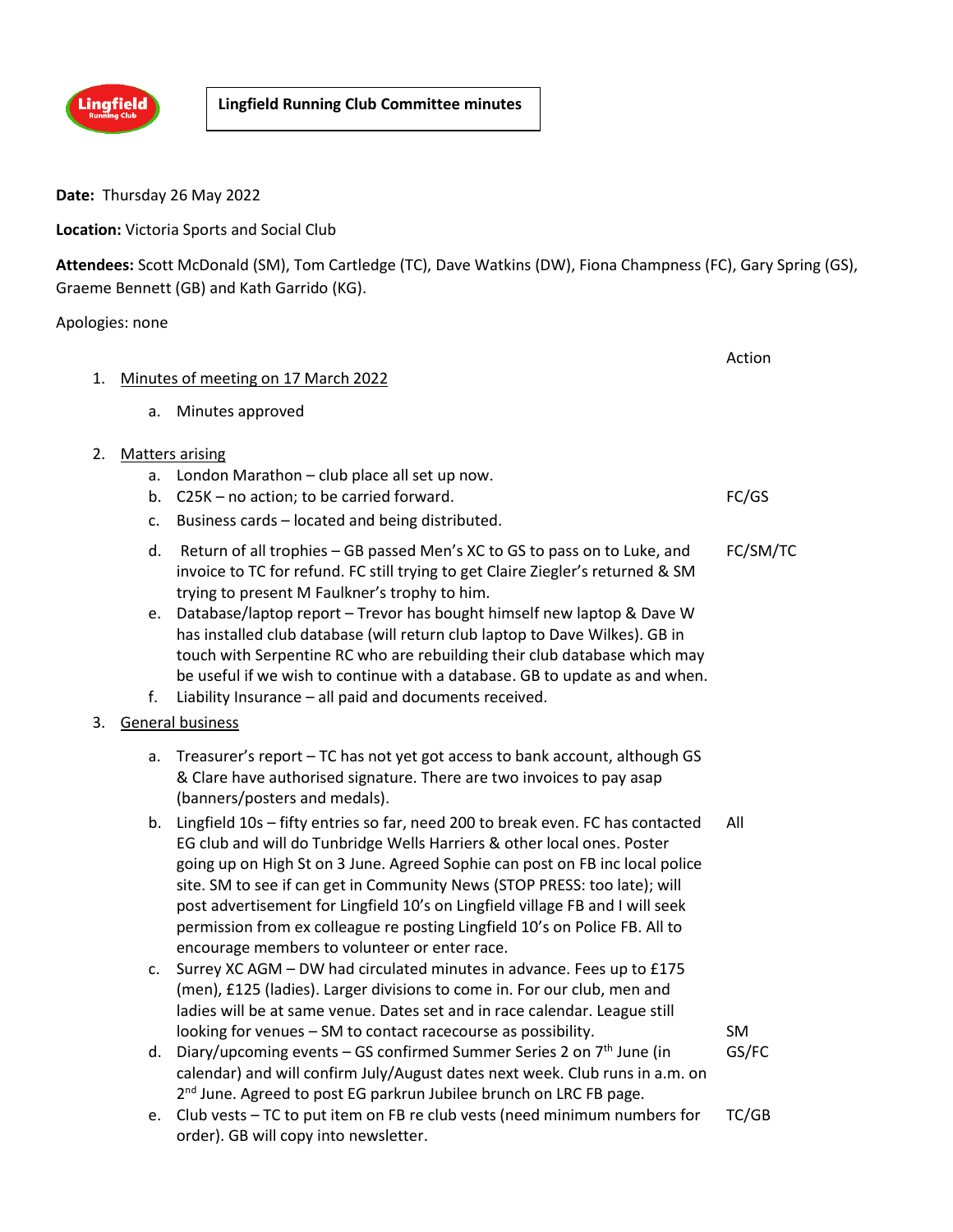# Lingfield Running Club Committee minutes

**Date:** Thursday 26 May 2022

**Location:** Victoria Sports and Social Club

**Attendees:** Scott McDonald (SM), Tom Cartledge (TC), Dave Watkins (DW), Fiona Champness (FC), Gary Spring (GS), Graeme Bennett (GB) and Kath Garrido (KG).

Apologies: none

| | Action |
|---|---|
| 1. Minutes of meeting on 17 March 2022 | |
| a. Minutes approved | |
| 2. Matters arising | |
| a. London Marathon – club place all set up now. | |
| b. C25K – no action; to be carried forward. | FC/GS |
| c. Business cards – located and being distributed. | |
| d. Return of all trophies – GB passed Men's XC to GS to pass on to Luke, and invoice to TC for refund. FC still trying to get Claire Ziegler's returned & SM trying to present M Faulkner's trophy to him. | FC/SM/TC |
| e. Database/laptop report – Trevor has bought himself new laptop & Dave W has installed club database (will return club laptop to Dave Wilkes). GB in touch with Serpentine RC who are rebuilding their club database which may be useful if we wish to continue with a database. GB to update as and when. | |
| f. Liability Insurance – all paid and documents received. | |
| 3. General business | |
| a. Treasurer's report – TC has not yet got access to bank account, although GS & Clare have authorised signature. There are two invoices to pay asap (banners/posters and medals). | |
| b. Lingfield 10s – fifty entries so far, need 200 to break even. FC has contacted EG club and will do Tunbridge Wells Harriers & other local ones. Poster going up on High St on 3 June. Agreed Sophie can post on FB inc local police site. SM to see if can get in Community News (STOP PRESS: too late); will post advertisement for Lingfield 10's on Lingfield village FB and I will seek permission from ex colleague re posting Lingfield 10's on Police FB. All to encourage members to volunteer or enter race. | All |
| c. Surrey XC AGM – DW had circulated minutes in advance. Fees up to £175 (men), £125 (ladies). Larger divisions to come in. For our club, men and ladies will be at same venue. Dates set and in race calendar. League still looking for venues – SM to contact racecourse as possibility. | SM |
| d. Diary/upcoming events – GS confirmed Summer Series 2 on 7th June (in calendar) and will confirm July/August dates next week. Club runs in a.m. on 2nd June. Agreed to post EG parkrun Jubilee brunch on LRC FB page. | GS/FC |
| e. Club vests – TC to put item on FB re club vests (need minimum numbers for order). GB will copy into newsletter. | TC/GB |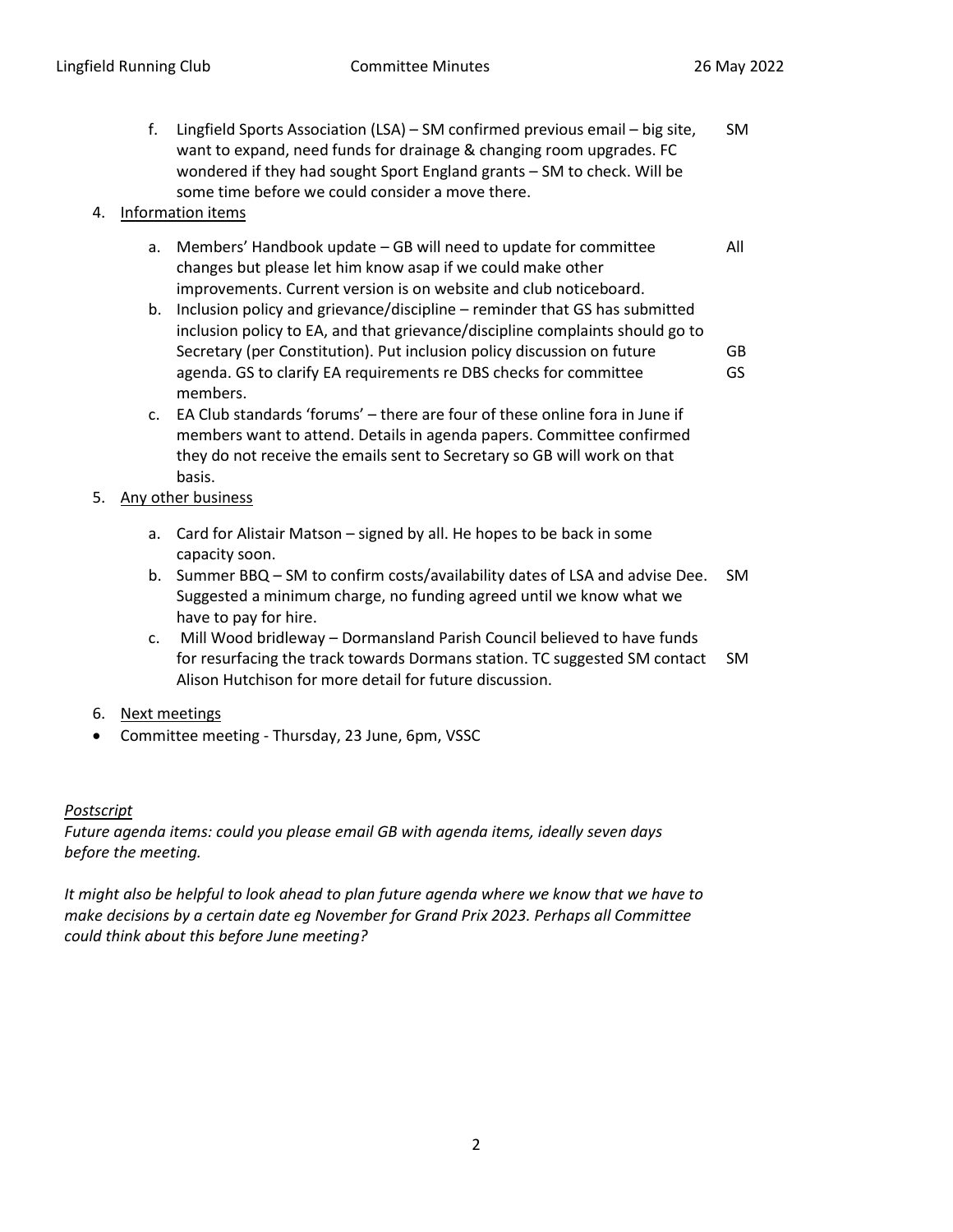f. Lingfield Sports Association (LSA) – SM confirmed previous email – big site, want to expand, need funds for drainage & changing room upgrades. FC wondered if they had sought Sport England grants – SM to check. Will be some time before we could consider a move there. — SM

4. Information items

   a. Members' Handbook update – GB will need to update for committee changes but please let him know asap if we could make other improvements. Current version is on website and club noticeboard. — All
   b. Inclusion policy and grievance/discipline – reminder that GS has submitted inclusion policy to EA, and that grievance/discipline complaints should go to Secretary (per Constitution). Put inclusion policy discussion on future agenda. GS to clarify EA requirements re DBS checks for committee members. — GB, GS
   c. EA Club standards 'forums' – there are four of these online fora in June if members want to attend. Details in agenda papers. Committee confirmed they do not receive the emails sent to Secretary so GB will work on that basis.

5. Any other business

   a. Card for Alistair Matson – signed by all. He hopes to be back in some capacity soon.
   b. Summer BBQ – SM to confirm costs/availability dates of LSA and advise Dee. Suggested a minimum charge, no funding agreed until we know what we have to pay for hire. — SM
   c. Mill Wood bridleway – Dormansland Parish Council believed to have funds for resurfacing the track towards Dormans station. TC suggested SM contact Alison Hutchison for more detail for future discussion. — SM

6. Next meetings

- Committee meeting - Thursday, 23 June, 6pm, VSSC

*Postscript*

*Future agenda items: could you please email GB with agenda items, ideally seven days before the meeting.*

*It might also be helpful to look ahead to plan future agenda where we know that we have to make decisions by a certain date eg November for Grand Prix 2023. Perhaps all Committee could think about this before June meeting?*